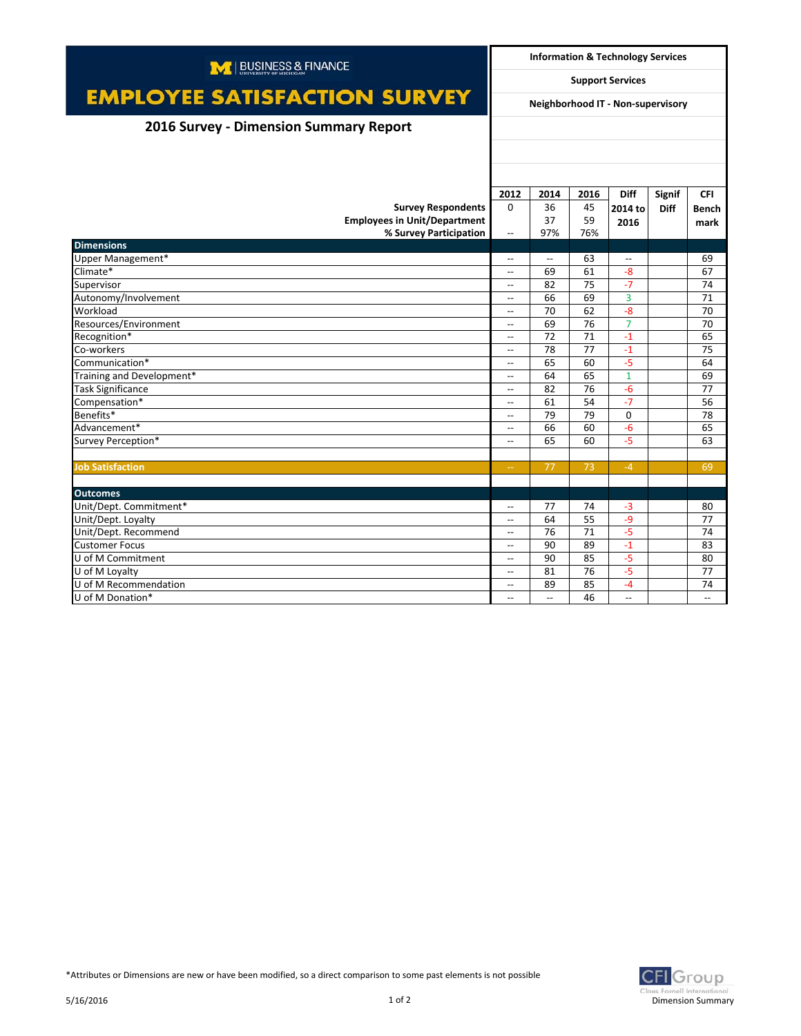BUSINESS & FINANCE
UNIVERSITY OF MICHIGAN

# EMPLOYEE SATISFACTION SURVEY

## 2016 Survey - Dimension Summary Report

**Information & Technology Services**

**Support Services**

**Neighborhood IT - Non-supervisory**

| | 2012 | 2014 | 2016 | Diff 2014 to 2016 | Signif Diff | CFI Benchmark |
|---|---|---|---|---|---|---|
| **Survey Respondents** | 0 | 36 | 45 | | | |
| **Employees in Unit/Department** | | 37 | 59 | | | |
| **% Survey Participation** | -- | 97% | 76% | | | |
| **Dimensions** | | | | | | |
| Upper Management* | -- | -- | 63 | -- | | 69 |
| Climate* | -- | 69 | 61 | -8 | | 67 |
| Supervisor | -- | 82 | 75 | -7 | | 74 |
| Autonomy/Involvement | -- | 66 | 69 | 3 | | 71 |
| Workload | -- | 70 | 62 | -8 | | 70 |
| Resources/Environment | -- | 69 | 76 | 7 | | 70 |
| Recognition* | -- | 72 | 71 | -1 | | 65 |
| Co-workers | -- | 78 | 77 | -1 | | 75 |
| Communication* | -- | 65 | 60 | -5 | | 64 |
| Training and Development* | -- | 64 | 65 | 1 | | 69 |
| Task Significance | -- | 82 | 76 | -6 | | 77 |
| Compensation* | -- | 61 | 54 | -7 | | 56 |
| Benefits* | -- | 79 | 79 | 0 | | 78 |
| Advancement* | -- | 66 | 60 | -6 | | 65 |
| Survey Perception* | -- | 65 | 60 | -5 | | 63 |
| **Job Satisfaction** | -- | 77 | 73 | -4 | | 69 |
| **Outcomes** | | | | | | |
| Unit/Dept. Commitment* | -- | 77 | 74 | -3 | | 80 |
| Unit/Dept. Loyalty | -- | 64 | 55 | -9 | | 77 |
| Unit/Dept. Recommend | -- | 76 | 71 | -5 | | 74 |
| Customer Focus | -- | 90 | 89 | -1 | | 83 |
| U of M Commitment | -- | 90 | 85 | -5 | | 80 |
| U of M Loyalty | -- | 81 | 76 | -5 | | 77 |
| U of M Recommendation | -- | 89 | 85 | -4 | | 74 |
| U of M Donation* | -- | -- | 46 | -- | | -- |

*Attributes or Dimensions are new or have been modified, so a direct comparison to some past elements is not possible

5/16/2016

CFI Group Claes Fornell International
Dimension Summary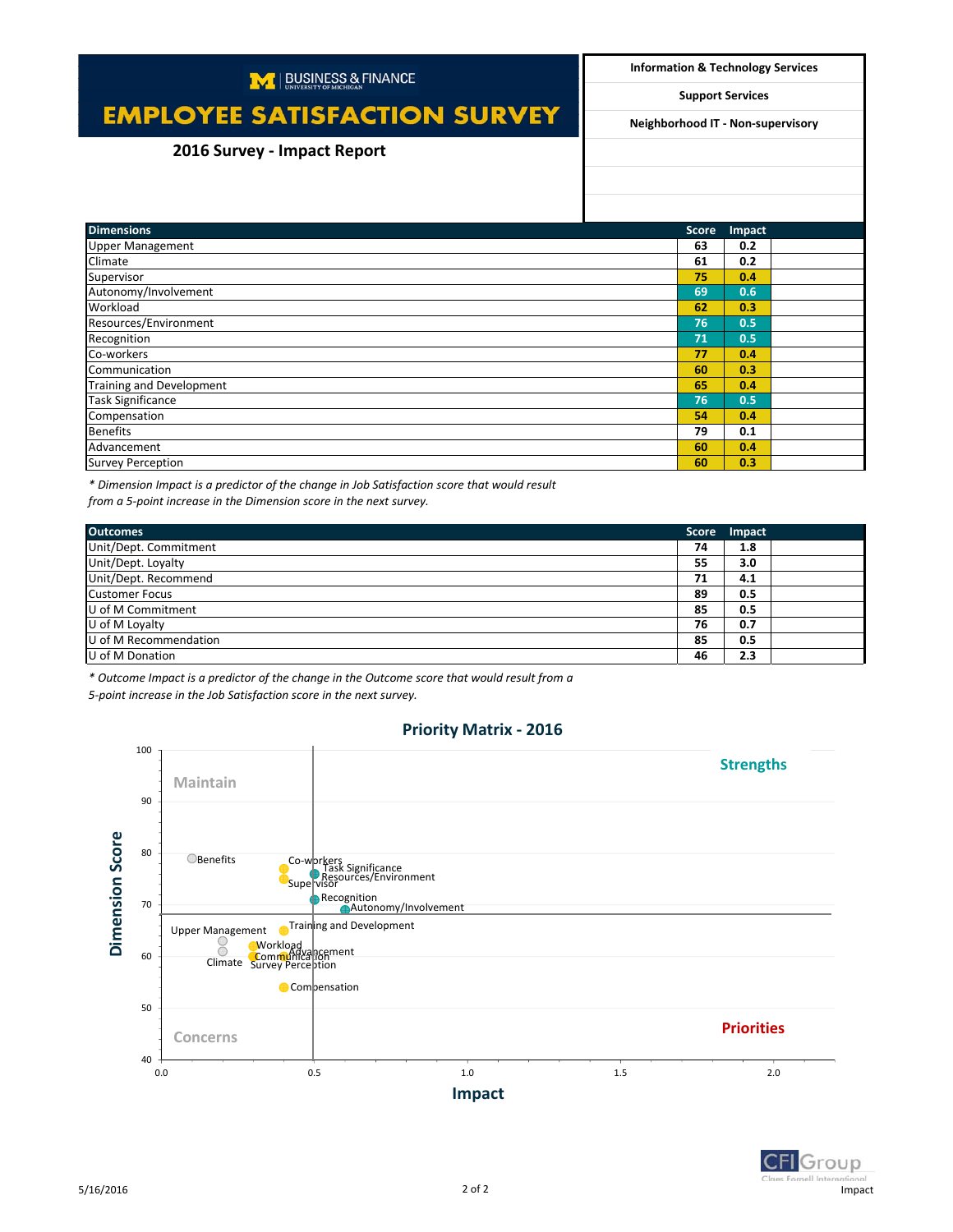BUSINESS & FINANCE
UNIVERSITY OF MICHIGAN

# EMPLOYEE SATISFACTION SURVEY

**2016 Survey - Impact Report**

**Information & Technology Services**

**Support Services**

**Neighborhood IT - Non-supervisory**

| Dimensions | Score | Impact |
|---|---|---|
| Upper Management | 63 | 0.2 |
| Climate | 61 | 0.2 |
| Supervisor | 75 | 0.4 |
| Autonomy/Involvement | 69 | 0.6 |
| Workload | 62 | 0.3 |
| Resources/Environment | 76 | 0.5 |
| Recognition | 71 | 0.5 |
| Co-workers | 77 | 0.4 |
| Communication | 60 | 0.3 |
| Training and Development | 65 | 0.4 |
| Task Significance | 76 | 0.5 |
| Compensation | 54 | 0.4 |
| Benefits | 79 | 0.1 |
| Advancement | 60 | 0.4 |
| Survey Perception | 60 | 0.3 |

*\* Dimension Impact is a predictor of the change in Job Satisfaction score that would result from a 5-point increase in the Dimension score in the next survey.*

| Outcomes | Score | Impact |
|---|---|---|
| Unit/Dept. Commitment | 74 | 1.8 |
| Unit/Dept. Loyalty | 55 | 3.0 |
| Unit/Dept. Recommend | 71 | 4.1 |
| Customer Focus | 89 | 0.5 |
| U of M Commitment | 85 | 0.5 |
| U of M Loyalty | 76 | 0.7 |
| U of M Recommendation | 85 | 0.5 |
| U of M Donation | 46 | 2.3 |

*\* Outcome Impact is a predictor of the change in the Outcome score that would result from a 5-point increase in the Job Satisfaction score in the next survey.*

## Priority Matrix - 2016

Dimension Score

100
90
80
70
60
50
40

Impact

0.0
0.5
1.0
1.5
2.0

Maintain

Strengths

Concerns

Priorities

Benefits
Co-workers
Task Significance
Resources/Environment
Supervisor
Recognition
Autonomy/Involvement
Upper Management
Training and Development
Workload
Advancement
Communication
Climate
Survey Perception
Compensation

CFI Group
Claes Fornell International

Impact